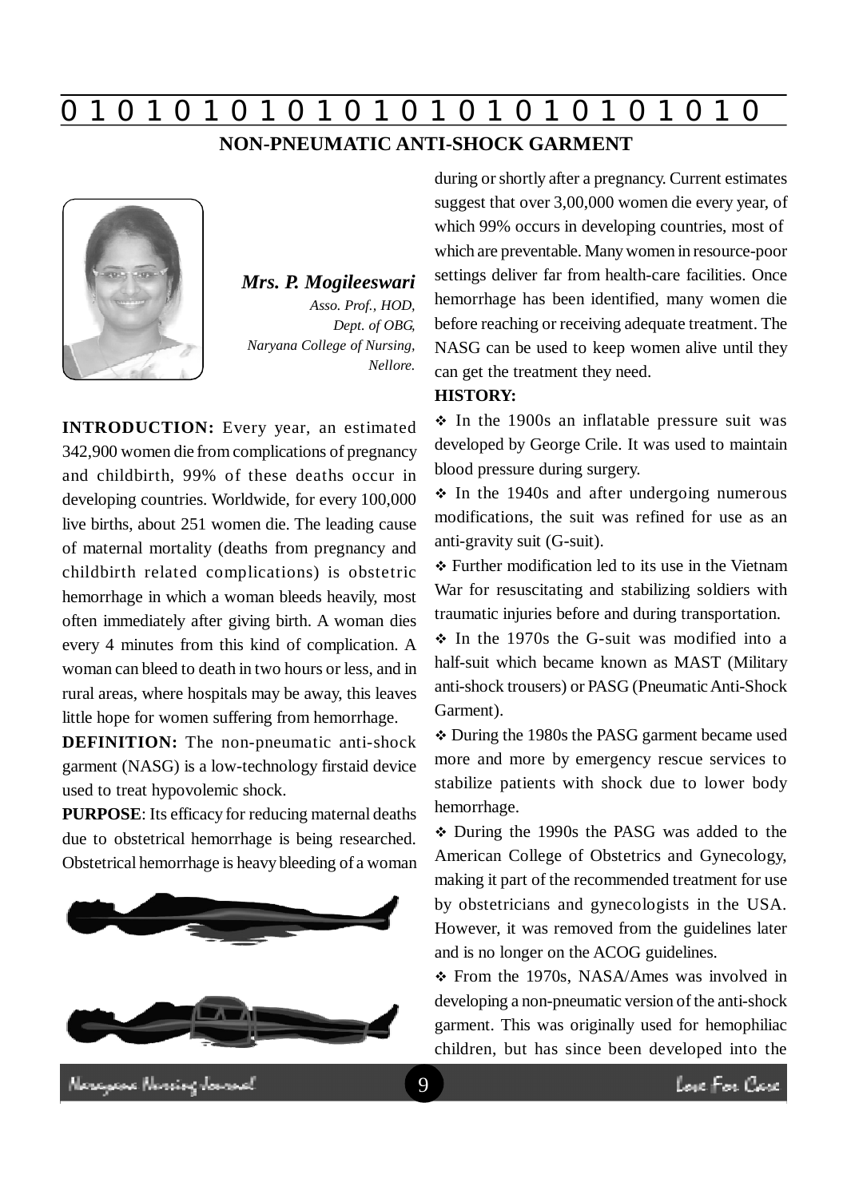# NON-PNEUMATIC ANTI-SHOCK GARMENT

***Mrs. P. Mogileeswari***

*Asso. Prof., HOD, Dept. of OBG, Naryana College of Nursing, Nellore.*

**INTRODUCTION:** Every year, an estimated 342,900 women die from complications of pregnancy and childbirth, 99% of these deaths occur in developing countries. Worldwide, for every 100,000 live births, about 251 women die. The leading cause of maternal mortality (deaths from pregnancy and childbirth related complications) is obstetric hemorrhage in which a woman bleeds heavily, most often immediately after giving birth. A woman dies every 4 minutes from this kind of complication. A woman can bleed to death in two hours or less, and in rural areas, where hospitals may be away, this leaves little hope for women suffering from hemorrhage.

**DEFINITION:** The non-pneumatic anti-shock garment (NASG) is a low-technology firstaid device used to treat hypovolemic shock.

**PURPOSE**: Its efficacy for reducing maternal deaths due to obstetrical hemorrhage is being researched. Obstetrical hemorrhage is heavy bleeding of a woman during or shortly after a pregnancy. Current estimates suggest that over 3,00,000 women die every year, of which 99% occurs in developing countries, most of which are preventable. Many women in resource-poor settings deliver far from health-care facilities. Once hemorrhage has been identified, many women die before reaching or receiving adequate treatment. The NASG can be used to keep women alive until they can get the treatment they need.

**HISTORY:**

- In the 1900s an inflatable pressure suit was developed by George Crile. It was used to maintain blood pressure during surgery.
- In the 1940s and after undergoing numerous modifications, the suit was refined for use as an anti-gravity suit (G-suit).
- Further modification led to its use in the Vietnam War for resuscitating and stabilizing soldiers with traumatic injuries before and during transportation.
- In the 1970s the G-suit was modified into a half-suit which became known as MAST (Military anti-shock trousers) or PASG (Pneumatic Anti-Shock Garment).
- During the 1980s the PASG garment became used more and more by emergency rescue services to stabilize patients with shock due to lower body hemorrhage.
- During the 1990s the PASG was added to the American College of Obstetrics and Gynecology, making it part of the recommended treatment for use by obstetricians and gynecologists in the USA. However, it was removed from the guidelines later and is no longer on the ACOG guidelines.
- From the 1970s, NASA/Ames was involved in developing a non-pneumatic version of the anti-shock garment. This was originally used for hemophiliac children, but has since been developed into the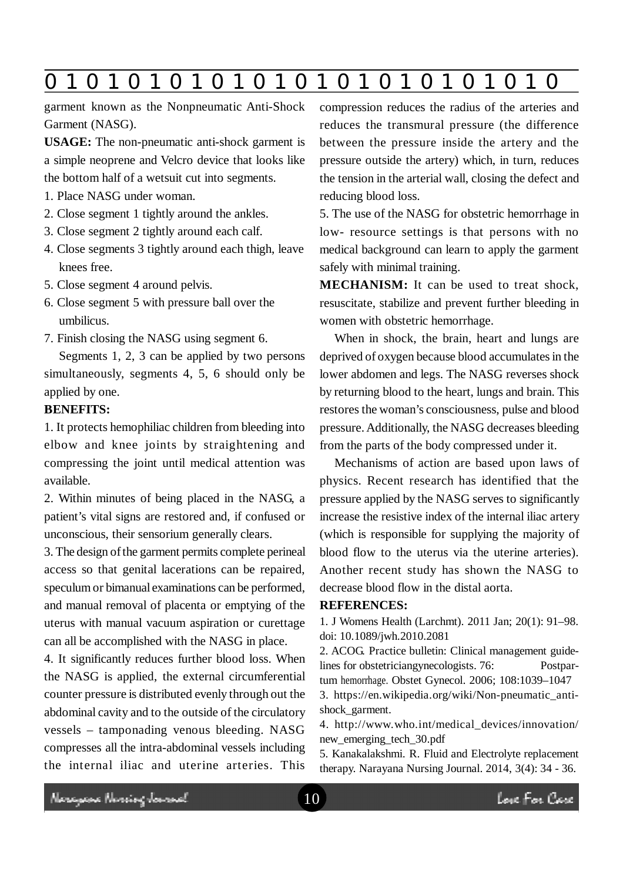garment known as the Nonpneumatic Anti-Shock Garment (NASG).

**USAGE:** The non-pneumatic anti-shock garment is a simple neoprene and Velcro device that looks like the bottom half of a wetsuit cut into segments.

1. Place NASG under woman.
2. Close segment 1 tightly around the ankles.
3. Close segment 2 tightly around each calf.
4. Close segments 3 tightly around each thigh, leave knees free.
5. Close segment 4 around pelvis.
6. Close segment 5 with pressure ball over the umbilicus.
7. Finish closing the NASG using segment 6.

Segments 1, 2, 3 can be applied by two persons simultaneously, segments 4, 5, 6 should only be applied by one.

**BENEFITS:**

1. It protects hemophiliac children from bleeding into elbow and knee joints by straightening and compressing the joint until medical attention was available.
2. Within minutes of being placed in the NASG, a patient's vital signs are restored and, if confused or unconscious, their sensorium generally clears.
3. The design of the garment permits complete perineal access so that genital lacerations can be repaired, speculum or bimanual examinations can be performed, and manual removal of placenta or emptying of the uterus with manual vacuum aspiration or curettage can all be accomplished with the NASG in place.
4. It significantly reduces further blood loss. When the NASG is applied, the external circumferential counter pressure is distributed evenly through out the abdominal cavity and to the outside of the circulatory vessels – tamponading venous bleeding. NASG compresses all the intra-abdominal vessels including the internal iliac and uterine arteries. This compression reduces the radius of the arteries and reduces the transmural pressure (the difference between the pressure inside the artery and the pressure outside the artery) which, in turn, reduces the tension in the arterial wall, closing the defect and reducing blood loss.
5. The use of the NASG for obstetric hemorrhage in low- resource settings is that persons with no medical background can learn to apply the garment safely with minimal training.

**MECHANISM:** It can be used to treat shock, resuscitate, stabilize and prevent further bleeding in women with obstetric hemorrhage.

When in shock, the brain, heart and lungs are deprived of oxygen because blood accumulates in the lower abdomen and legs. The NASG reverses shock by returning blood to the heart, lungs and brain. This restores the woman's consciousness, pulse and blood pressure. Additionally, the NASG decreases bleeding from the parts of the body compressed under it.

Mechanisms of action are based upon laws of physics. Recent research has identified that the pressure applied by the NASG serves to significantly increase the resistive index of the internal iliac artery (which is responsible for supplying the majority of blood flow to the uterus via the uterine arteries). Another recent study has shown the NASG to decrease blood flow in the distal aorta.

**REFERENCES:**

1. J Womens Health (Larchmt). 2011 Jan; 20(1): 91–98. doi: 10.1089/jwh.2010.2081
2. ACOG. Practice bulletin: Clinical management guidelines for obstetriciangynecologists. 76: Postpartum hemorrhage. Obstet Gynecol. 2006; 108:1039–1047
3. https://en.wikipedia.org/wiki/Non-pneumatic_anti-shock_garment.
4. http://www.who.int/medical_devices/innovation/new_emerging_tech_30.pdf
5. Kanakalakshmi. R. Fluid and Electrolyte replacement therapy. Narayana Nursing Journal. 2014, 3(4): 34 - 36.